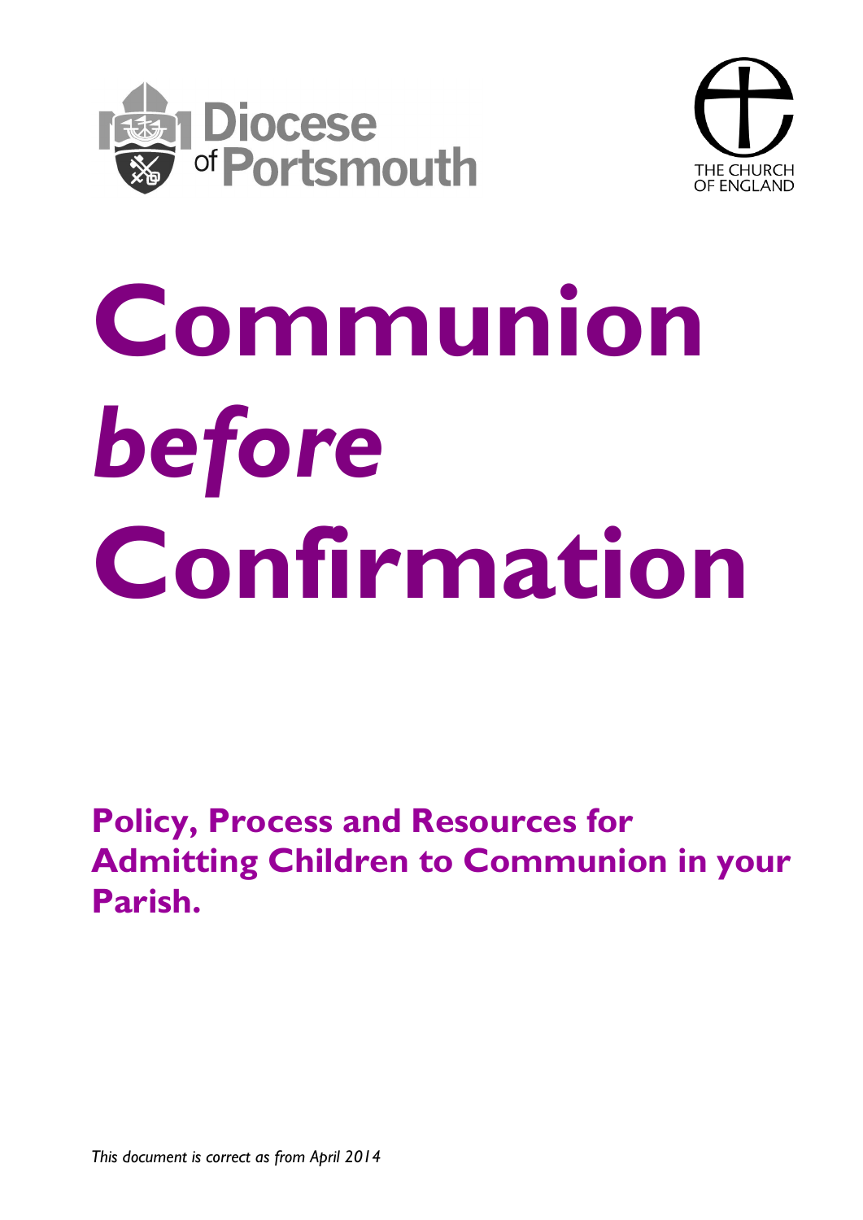Diocese of Portsmouth

THE CHURCH OF ENGLAND

# Communion *before* Confirmation

## Policy, Process and Resources for Admitting Children to Communion in your Parish.

*This document is correct as from April 2014*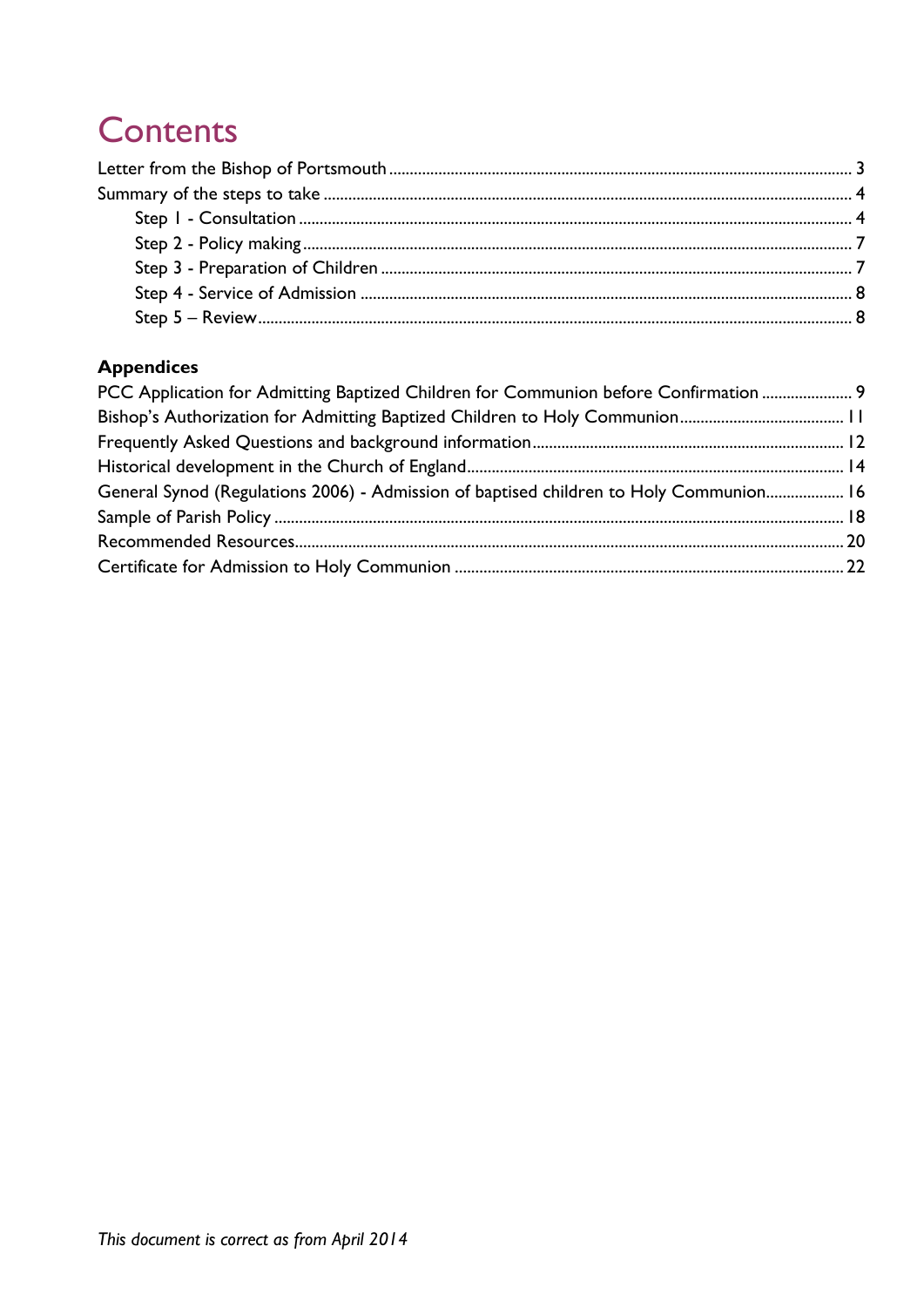# Contents

Letter from the Bishop of Portsmouth ..... 3
Summary of the steps to take ..... 4
- Step 1 - Consultation ..... 4
- Step 2 - Policy making ..... 7
- Step 3 - Preparation of Children ..... 7
- Step 4 - Service of Admission ..... 8
- Step 5 – Review ..... 8

**Appendices**

PCC Application for Admitting Baptized Children for Communion before Confirmation ..... 9
Bishop's Authorization for Admitting Baptized Children to Holy Communion ..... 11
Frequently Asked Questions and background information ..... 12
Historical development in the Church of England ..... 14
General Synod (Regulations 2006) - Admission of baptised children to Holy Communion ..... 16
Sample of Parish Policy ..... 18
Recommended Resources ..... 20
Certificate for Admission to Holy Communion ..... 22

*This document is correct as from April 2014*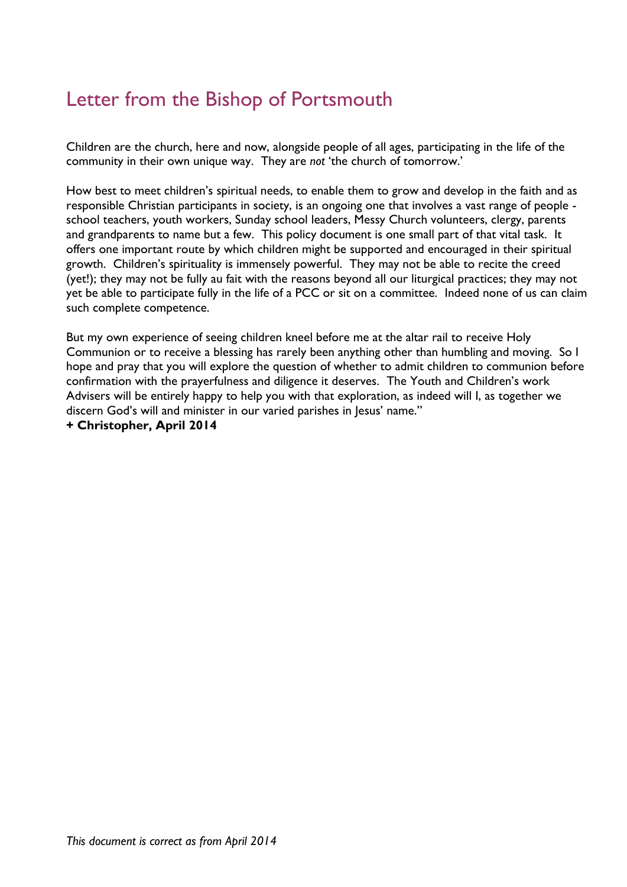# Letter from the Bishop of Portsmouth

Children are the church, here and now, alongside people of all ages, participating in the life of the community in their own unique way. They are *not* 'the church of tomorrow.'

How best to meet children's spiritual needs, to enable them to grow and develop in the faith and as responsible Christian participants in society, is an ongoing one that involves a vast range of people - school teachers, youth workers, Sunday school leaders, Messy Church volunteers, clergy, parents and grandparents to name but a few. This policy document is one small part of that vital task. It offers one important route by which children might be supported and encouraged in their spiritual growth. Children's spirituality is immensely powerful. They may not be able to recite the creed (yet!); they may not be fully au fait with the reasons beyond all our liturgical practices; they may not yet be able to participate fully in the life of a PCC or sit on a committee. Indeed none of us can claim such complete competence.

But my own experience of seeing children kneel before me at the altar rail to receive Holy Communion or to receive a blessing has rarely been anything other than humbling and moving. So I hope and pray that you will explore the question of whether to admit children to communion before confirmation with the prayerfulness and diligence it deserves. The Youth and Children's work Advisers will be entirely happy to help you with that exploration, as indeed will I, as together we discern God's will and minister in our varied parishes in Jesus' name."

**+ Christopher, April 2014**

*This document is correct as from April 2014*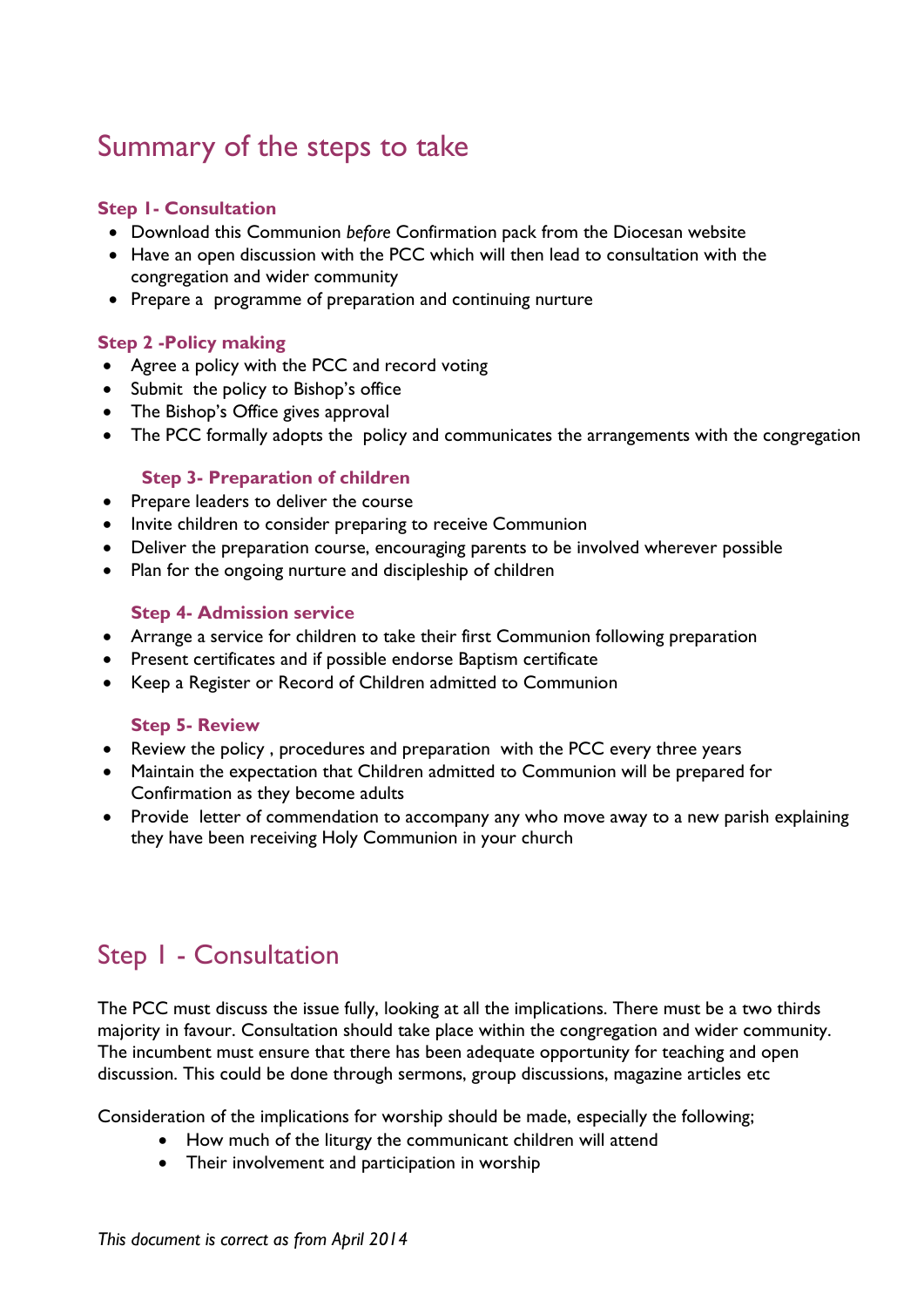# Summary of the steps to take

### Step 1- Consultation

- Download this Communion *before* Confirmation pack from the Diocesan website
- Have an open discussion with the PCC which will then lead to consultation with the congregation and wider community
- Prepare a programme of preparation and continuing nurture

### Step 2 -Policy making

- Agree a policy with the PCC and record voting
- Submit the policy to Bishop's office
- The Bishop's Office gives approval
- The PCC formally adopts the policy and communicates the arrangements with the congregation

### Step 3- Preparation of children

- Prepare leaders to deliver the course
- Invite children to consider preparing to receive Communion
- Deliver the preparation course, encouraging parents to be involved wherever possible
- Plan for the ongoing nurture and discipleship of children

### Step 4- Admission service

- Arrange a service for children to take their first Communion following preparation
- Present certificates and if possible endorse Baptism certificate
- Keep a Register or Record of Children admitted to Communion

### Step 5- Review

- Review the policy , procedures and preparation with the PCC every three years
- Maintain the expectation that Children admitted to Communion will be prepared for Confirmation as they become adults
- Provide letter of commendation to accompany any who move away to a new parish explaining they have been receiving Holy Communion in your church

# Step 1 - Consultation

The PCC must discuss the issue fully, looking at all the implications. There must be a two thirds majority in favour. Consultation should take place within the congregation and wider community. The incumbent must ensure that there has been adequate opportunity for teaching and open discussion. This could be done through sermons, group discussions, magazine articles etc

Consideration of the implications for worship should be made, especially the following;

- How much of the liturgy the communicant children will attend
- Their involvement and participation in worship

*This document is correct as from April 2014*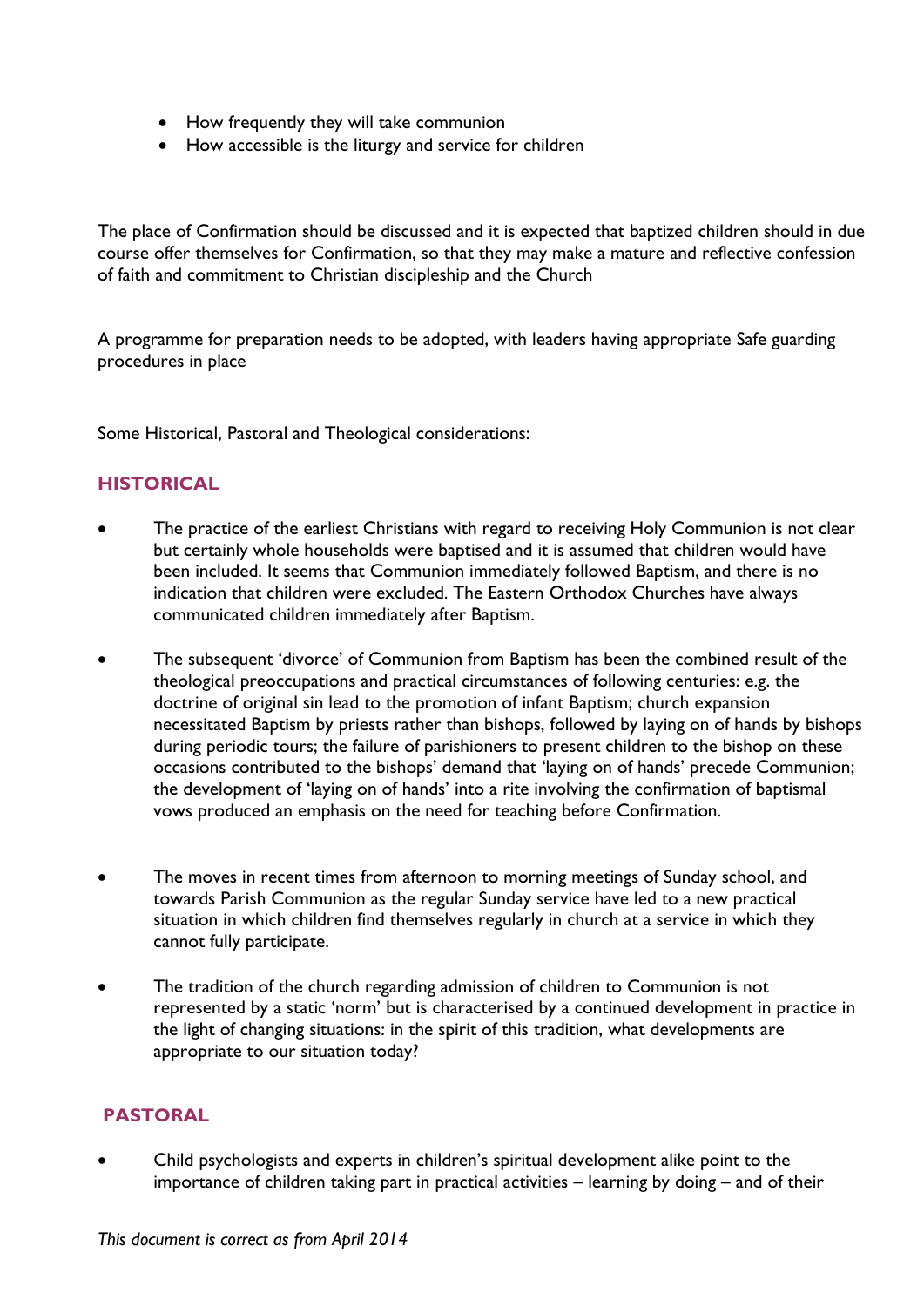- How frequently they will take communion
- How accessible is the liturgy and service for children

The place of Confirmation should be discussed and it is expected that baptized children should in due course offer themselves for Confirmation, so that they may make a mature and reflective confession of faith and commitment to Christian discipleship and the Church

A programme for preparation needs to be adopted, with leaders having appropriate Safe guarding procedures in place

Some Historical, Pastoral and Theological considerations:

## HISTORICAL

- The practice of the earliest Christians with regard to receiving Holy Communion is not clear but certainly whole households were baptised and it is assumed that children would have been included. It seems that Communion immediately followed Baptism, and there is no indication that children were excluded. The Eastern Orthodox Churches have always communicated children immediately after Baptism.

- The subsequent 'divorce' of Communion from Baptism has been the combined result of the theological preoccupations and practical circumstances of following centuries: e.g. the doctrine of original sin lead to the promotion of infant Baptism; church expansion necessitated Baptism by priests rather than bishops, followed by laying on of hands by bishops during periodic tours; the failure of parishioners to present children to the bishop on these occasions contributed to the bishops' demand that 'laying on of hands' precede Communion; the development of 'laying on of hands' into a rite involving the confirmation of baptismal vows produced an emphasis on the need for teaching before Confirmation.

- The moves in recent times from afternoon to morning meetings of Sunday school, and towards Parish Communion as the regular Sunday service have led to a new practical situation in which children find themselves regularly in church at a service in which they cannot fully participate.

- The tradition of the church regarding admission of children to Communion is not represented by a static 'norm' but is characterised by a continued development in practice in the light of changing situations: in the spirit of this tradition, what developments are appropriate to our situation today?

## PASTORAL

- Child psychologists and experts in children's spiritual development alike point to the importance of children taking part in practical activities – learning by doing – and of their

*This document is correct as from April 2014*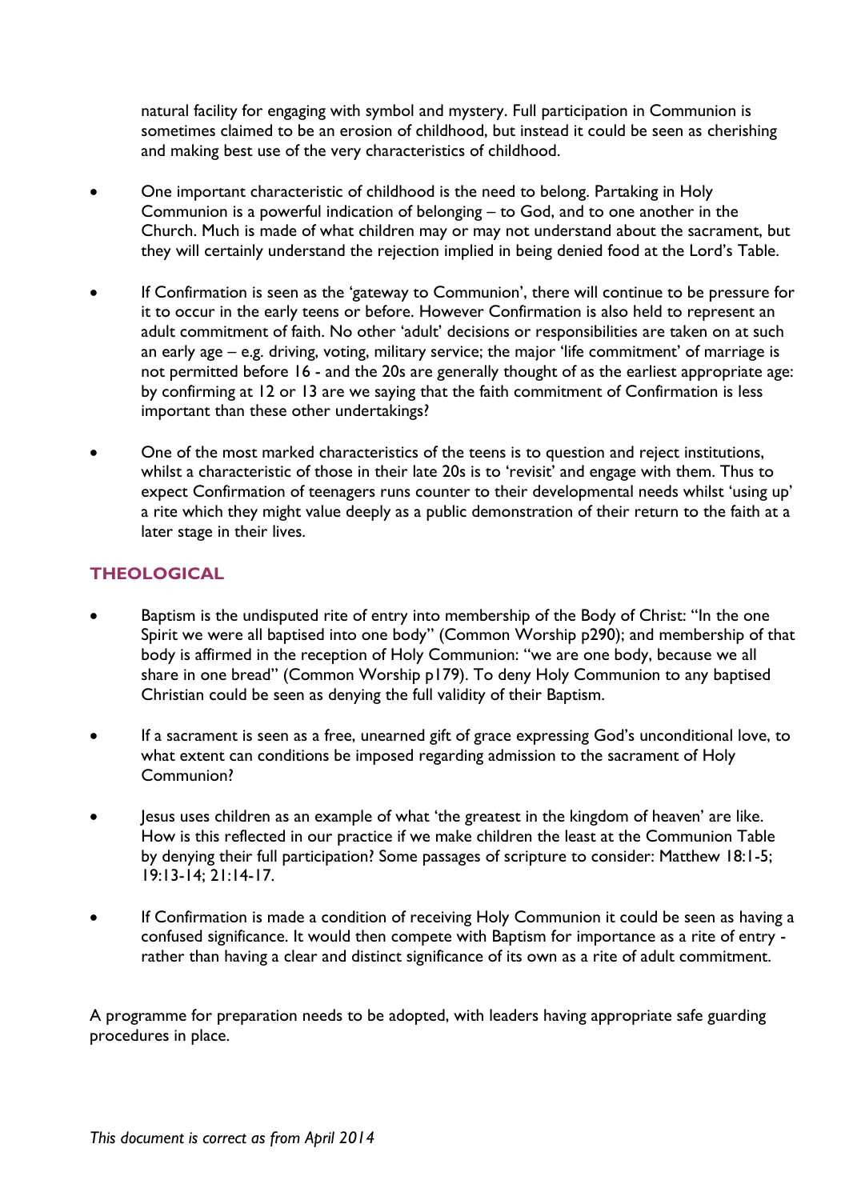natural facility for engaging with symbol and mystery. Full participation in Communion is sometimes claimed to be an erosion of childhood, but instead it could be seen as cherishing and making best use of the very characteristics of childhood.

- One important characteristic of childhood is the need to belong. Partaking in Holy Communion is a powerful indication of belonging – to God, and to one another in the Church. Much is made of what children may or may not understand about the sacrament, but they will certainly understand the rejection implied in being denied food at the Lord's Table.
- If Confirmation is seen as the 'gateway to Communion', there will continue to be pressure for it to occur in the early teens or before. However Confirmation is also held to represent an adult commitment of faith. No other 'adult' decisions or responsibilities are taken on at such an early age – e.g. driving, voting, military service; the major 'life commitment' of marriage is not permitted before 16 - and the 20s are generally thought of as the earliest appropriate age: by confirming at 12 or 13 are we saying that the faith commitment of Confirmation is less important than these other undertakings?
- One of the most marked characteristics of the teens is to question and reject institutions, whilst a characteristic of those in their late 20s is to 'revisit' and engage with them. Thus to expect Confirmation of teenagers runs counter to their developmental needs whilst 'using up' a rite which they might value deeply as a public demonstration of their return to the faith at a later stage in their lives.

## THEOLOGICAL

- Baptism is the undisputed rite of entry into membership of the Body of Christ: "In the one Spirit we were all baptised into one body" (Common Worship p290); and membership of that body is affirmed in the reception of Holy Communion: "we are one body, because we all share in one bread" (Common Worship p179). To deny Holy Communion to any baptised Christian could be seen as denying the full validity of their Baptism.
- If a sacrament is seen as a free, unearned gift of grace expressing God's unconditional love, to what extent can conditions be imposed regarding admission to the sacrament of Holy Communion?
- Jesus uses children as an example of what 'the greatest in the kingdom of heaven' are like. How is this reflected in our practice if we make children the least at the Communion Table by denying their full participation? Some passages of scripture to consider: Matthew 18:1-5; 19:13-14; 21:14-17.
- If Confirmation is made a condition of receiving Holy Communion it could be seen as having a confused significance. It would then compete with Baptism for importance as a rite of entry - rather than having a clear and distinct significance of its own as a rite of adult commitment.

A programme for preparation needs to be adopted, with leaders having appropriate safe guarding procedures in place.

*This document is correct as from April 2014*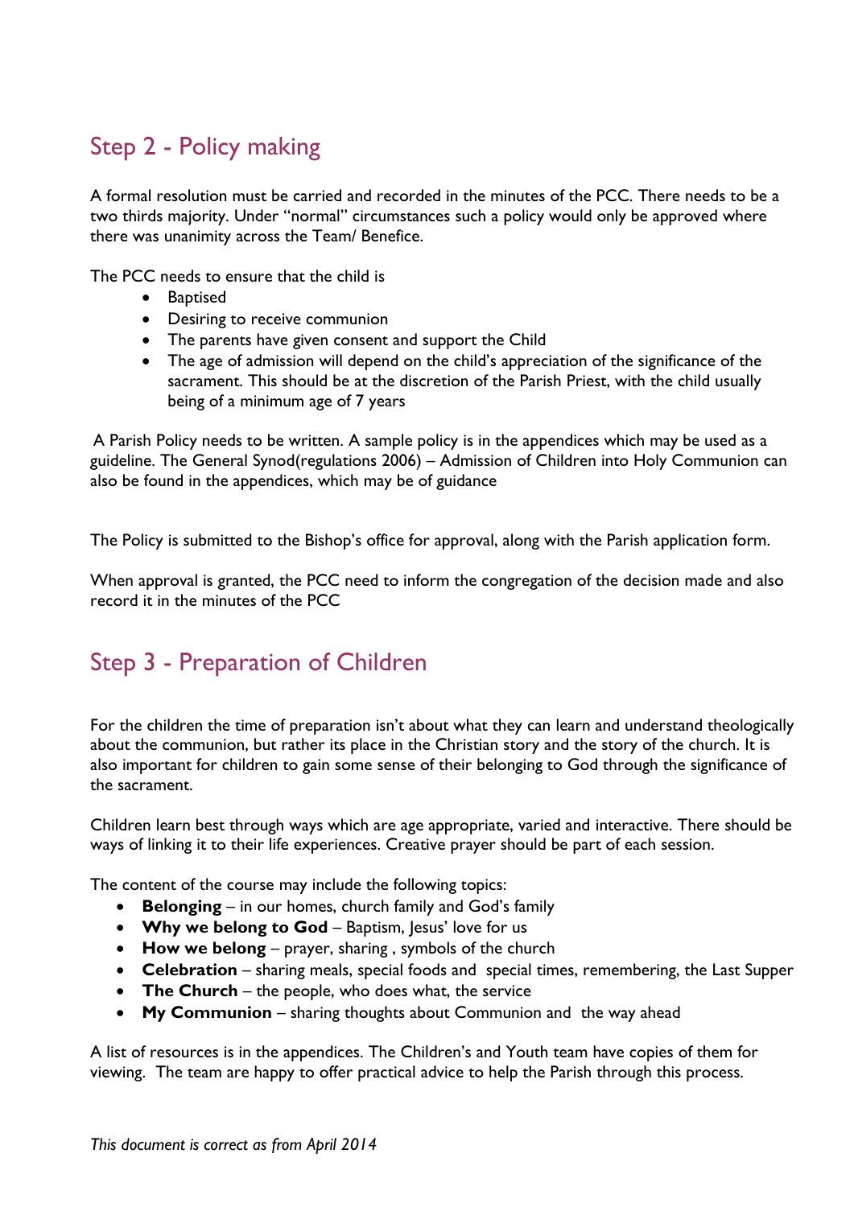## Step 2 - Policy making

A formal resolution must be carried and recorded in the minutes of the PCC. There needs to be a two thirds majority. Under "normal" circumstances such a policy would only be approved where there was unanimity across the Team/ Benefice.

The PCC needs to ensure that the child is

- Baptised
- Desiring to receive communion
- The parents have given consent and support the Child
- The age of admission will depend on the child's appreciation of the significance of the sacrament. This should be at the discretion of the Parish Priest, with the child usually being of a minimum age of 7 years

A Parish Policy needs to be written. A sample policy is in the appendices which may be used as a guideline. The General Synod(regulations 2006) – Admission of Children into Holy Communion can also be found in the appendices, which may be of guidance

The Policy is submitted to the Bishop's office for approval, along with the Parish application form.

When approval is granted, the PCC need to inform the congregation of the decision made and also record it in the minutes of the PCC

## Step 3 - Preparation of Children

For the children the time of preparation isn't about what they can learn and understand theologically about the communion, but rather its place in the Christian story and the story of the church. It is also important for children to gain some sense of their belonging to God through the significance of the sacrament.

Children learn best through ways which are age appropriate, varied and interactive. There should be ways of linking it to their life experiences. Creative prayer should be part of each session.

The content of the course may include the following topics:

- **Belonging** – in our homes, church family and God's family
- **Why we belong to God** – Baptism, Jesus' love for us
- **How we belong** – prayer, sharing , symbols of the church
- **Celebration** – sharing meals, special foods and special times, remembering, the Last Supper
- **The Church** – the people, who does what, the service
- **My Communion** – sharing thoughts about Communion and the way ahead

A list of resources is in the appendices. The Children's and Youth team have copies of them for viewing. The team are happy to offer practical advice to help the Parish through this process.

*This document is correct as from April 2014*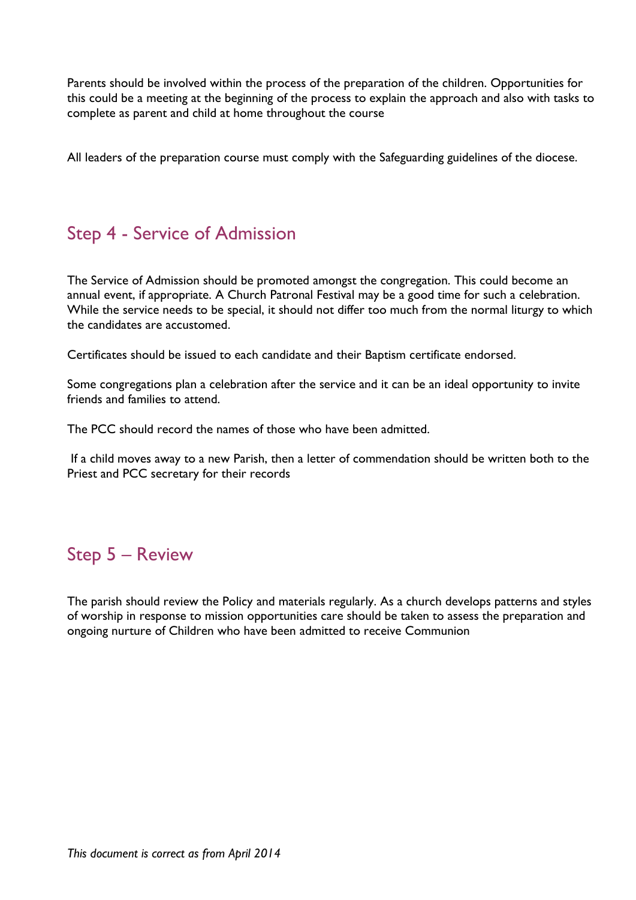Parents should be involved within the process of the preparation of the children. Opportunities for this could be a meeting at the beginning of the process to explain the approach and also with tasks to complete as parent and child at home throughout the course

All leaders of the preparation course must comply with the Safeguarding guidelines of the diocese.

## Step 4 - Service of Admission

The Service of Admission should be promoted amongst the congregation. This could become an annual event, if appropriate. A Church Patronal Festival may be a good time for such a celebration. While the service needs to be special, it should not differ too much from the normal liturgy to which the candidates are accustomed.

Certificates should be issued to each candidate and their Baptism certificate endorsed.

Some congregations plan a celebration after the service and it can be an ideal opportunity to invite friends and families to attend.

The PCC should record the names of those who have been admitted.

If a child moves away to a new Parish, then a letter of commendation should be written both to the Priest and PCC secretary for their records

## Step 5 – Review

The parish should review the Policy and materials regularly. As a church develops patterns and styles of worship in response to mission opportunities care should be taken to assess the preparation and ongoing nurture of Children who have been admitted to receive Communion

*This document is correct as from April 2014*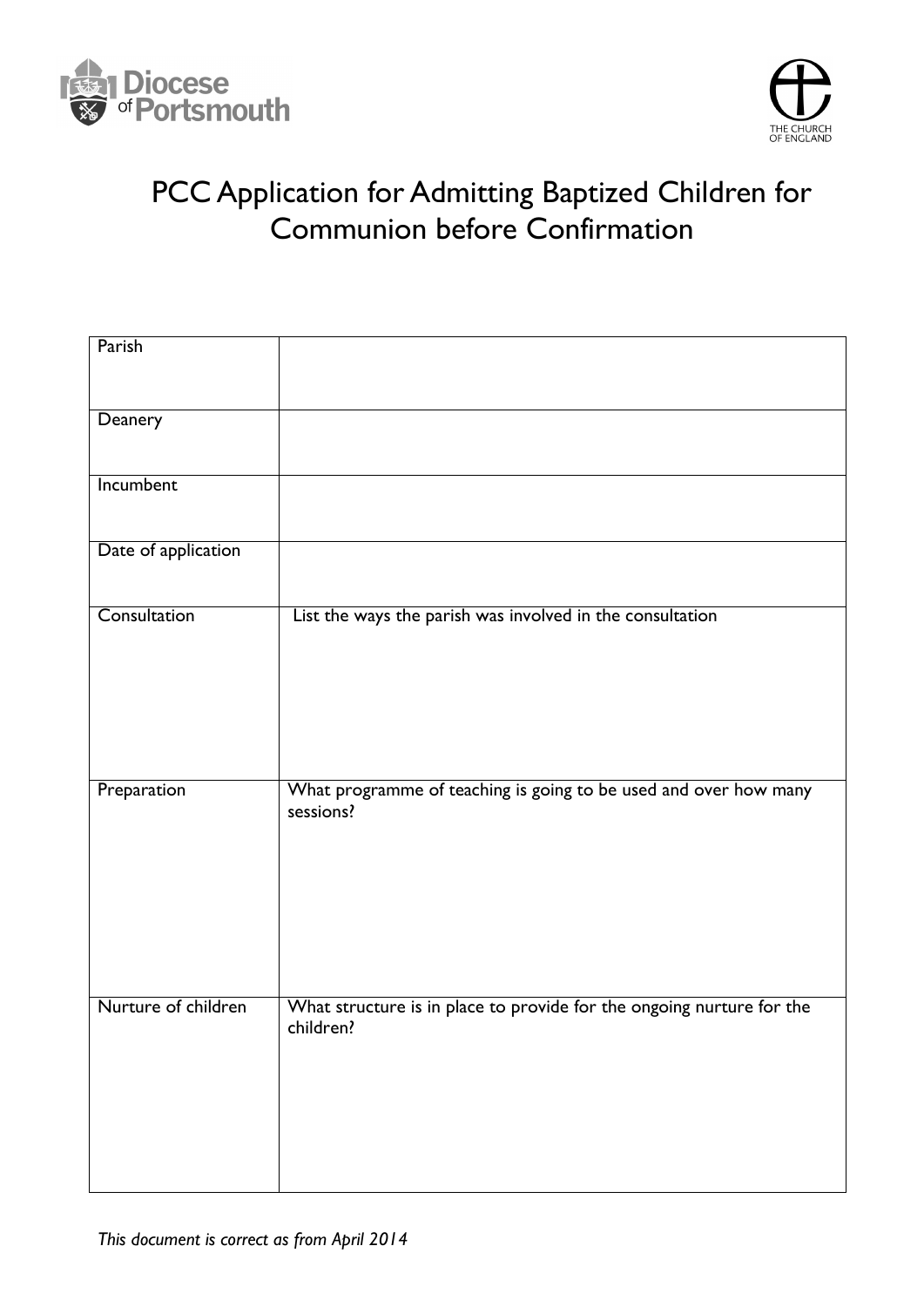# PCC Application for Admitting Baptized Children for Communion before Confirmation

| | |
|---|---|
| Parish | |
| Deanery | |
| Incumbent | |
| Date of application | |
| Consultation | List the ways the parish was involved in the consultation |
| Preparation | What programme of teaching is going to be used and over how many sessions? |
| Nurture of children | What structure is in place to provide for the ongoing nurture for the children? |

*This document is correct as from April 2014*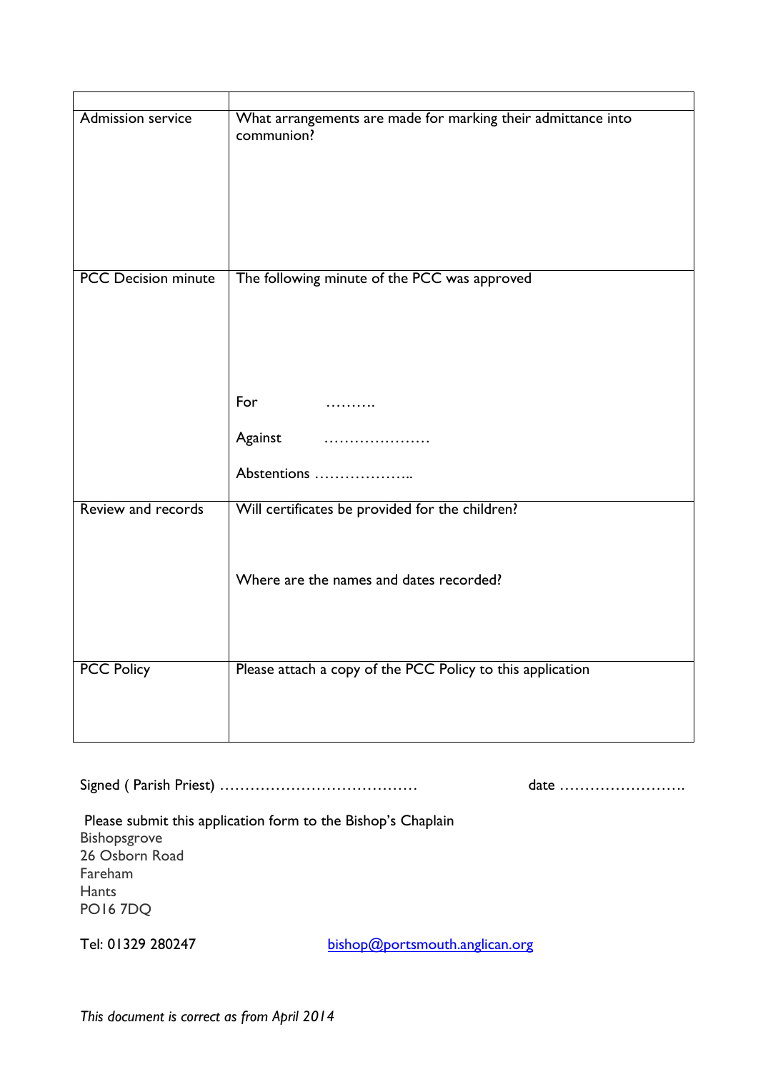| | |
|---|---|
| Admission service | What arrangements are made for marking their admittance into communion? |
| PCC Decision minute | The following minute of the PCC was approved<br><br>For ……….<br><br>Against …………………<br><br>Abstentions ……………….. |
| Review and records | Will certificates be provided for the children?<br><br>Where are the names and dates recorded? |
| PCC Policy | Please attach a copy of the PCC Policy to this application |

Signed ( Parish Priest) …………………………………  date …………………….

Please submit this application form to the Bishop's Chaplain
Bishopsgrove
26 Osborn Road
Fareham
Hants
PO16 7DQ

Tel: 01329 280247  bishop@portsmouth.anglican.org

*This document is correct as from April 2014*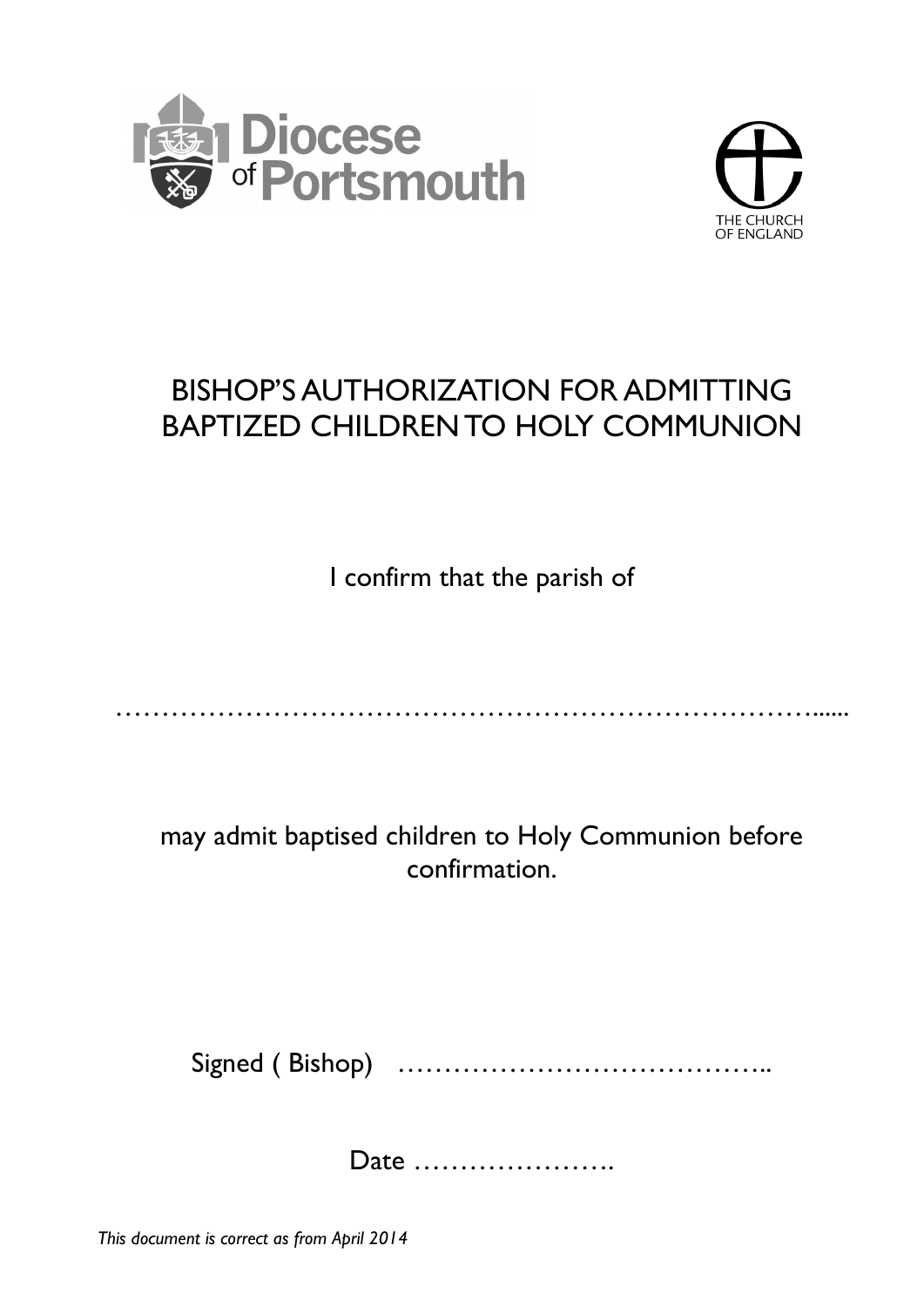Diocese of Portsmouth

THE CHURCH OF ENGLAND

# BISHOP'S AUTHORIZATION FOR ADMITTING BAPTIZED CHILDREN TO HOLY COMMUNION

I confirm that the parish of

…………………………………………………………………….....

may admit baptised children to Holy Communion before confirmation.

Signed ( Bishop) …………………………………..

Date ………………….

*This document is correct as from April 2014*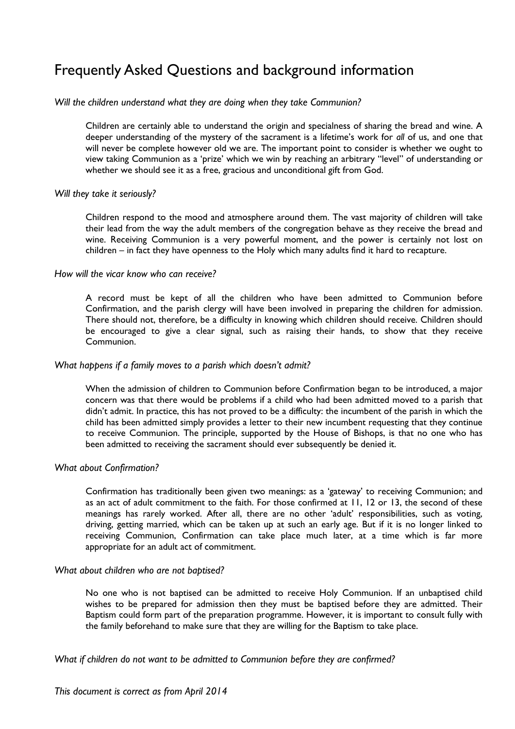# Frequently Asked Questions and background information

*Will the children understand what they are doing when they take Communion?*

Children are certainly able to understand the origin and specialness of sharing the bread and wine. A deeper understanding of the mystery of the sacrament is a lifetime's work for *all* of us, and one that will never be complete however old we are. The important point to consider is whether we ought to view taking Communion as a 'prize' which we win by reaching an arbitrary "level" of understanding or whether we should see it as a free, gracious and unconditional gift from God.

*Will they take it seriously?*

Children respond to the mood and atmosphere around them. The vast majority of children will take their lead from the way the adult members of the congregation behave as they receive the bread and wine. Receiving Communion is a very powerful moment, and the power is certainly not lost on children – in fact they have openness to the Holy which many adults find it hard to recapture.

*How will the vicar know who can receive?*

A record must be kept of all the children who have been admitted to Communion before Confirmation, and the parish clergy will have been involved in preparing the children for admission. There should not, therefore, be a difficulty in knowing which children should receive. Children should be encouraged to give a clear signal, such as raising their hands, to show that they receive Communion.

*What happens if a family moves to a parish which doesn't admit?*

When the admission of children to Communion before Confirmation began to be introduced, a major concern was that there would be problems if a child who had been admitted moved to a parish that didn't admit. In practice, this has not proved to be a difficulty: the incumbent of the parish in which the child has been admitted simply provides a letter to their new incumbent requesting that they continue to receive Communion. The principle, supported by the House of Bishops, is that no one who has been admitted to receiving the sacrament should ever subsequently be denied it.

*What about Confirmation?*

Confirmation has traditionally been given two meanings: as a 'gateway' to receiving Communion; and as an act of adult commitment to the faith. For those confirmed at 11, 12 or 13, the second of these meanings has rarely worked. After all, there are no other 'adult' responsibilities, such as voting, driving, getting married, which can be taken up at such an early age. But if it is no longer linked to receiving Communion, Confirmation can take place much later, at a time which is far more appropriate for an adult act of commitment.

*What about children who are not baptised?*

No one who is not baptised can be admitted to receive Holy Communion. If an unbaptised child wishes to be prepared for admission then they must be baptised before they are admitted. Their Baptism could form part of the preparation programme. However, it is important to consult fully with the family beforehand to make sure that they are willing for the Baptism to take place.

*What if children do not want to be admitted to Communion before they are confirmed?*

*This document is correct as from April 2014*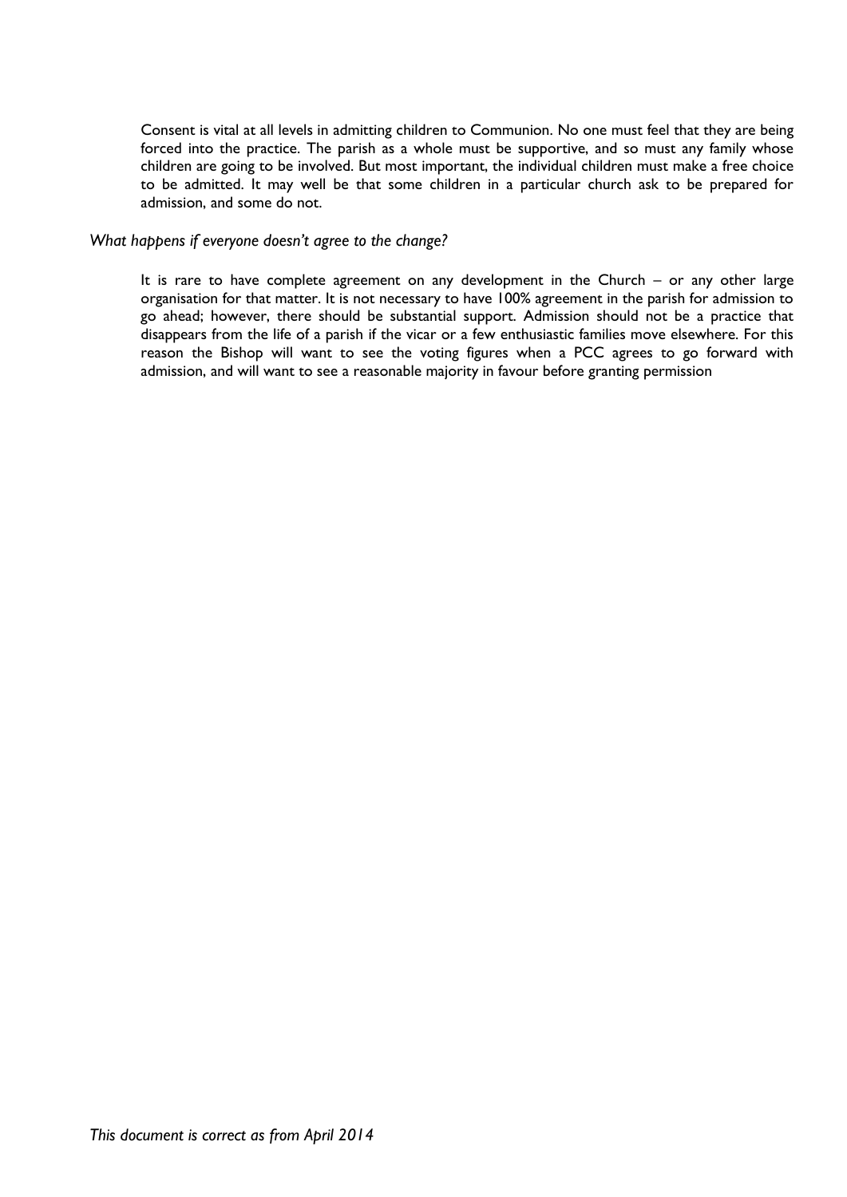Consent is vital at all levels in admitting children to Communion. No one must feel that they are being forced into the practice. The parish as a whole must be supportive, and so must any family whose children are going to be involved. But most important, the individual children must make a free choice to be admitted. It may well be that some children in a particular church ask to be prepared for admission, and some do not.

*What happens if everyone doesn't agree to the change?*

It is rare to have complete agreement on any development in the Church – or any other large organisation for that matter. It is not necessary to have 100% agreement in the parish for admission to go ahead; however, there should be substantial support. Admission should not be a practice that disappears from the life of a parish if the vicar or a few enthusiastic families move elsewhere. For this reason the Bishop will want to see the voting figures when a PCC agrees to go forward with admission, and will want to see a reasonable majority in favour before granting permission

*This document is correct as from April 2014*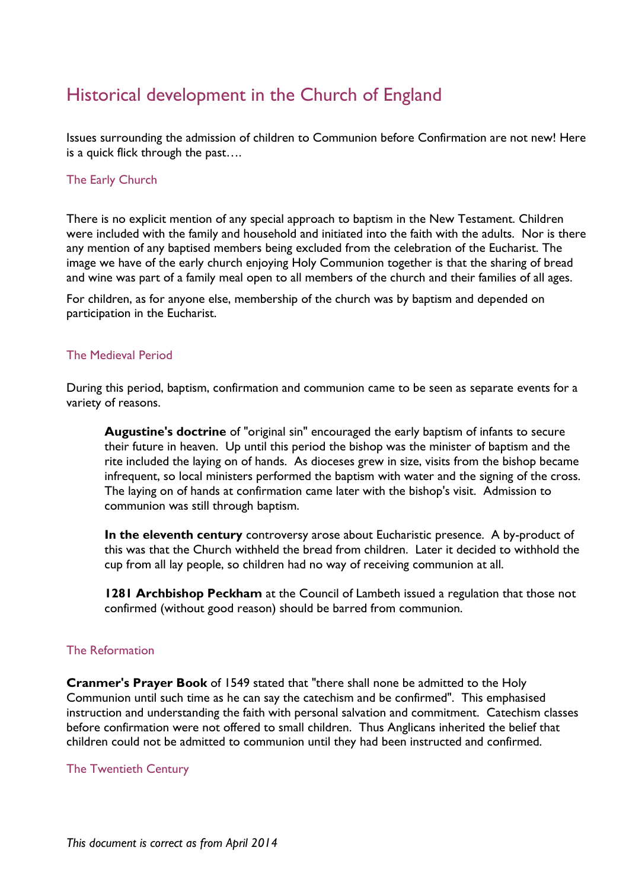# Historical development in the Church of England

Issues surrounding the admission of children to Communion before Confirmation are not new! Here is a quick flick through the past….

## The Early Church

There is no explicit mention of any special approach to baptism in the New Testament. Children were included with the family and household and initiated into the faith with the adults. Nor is there any mention of any baptised members being excluded from the celebration of the Eucharist. The image we have of the early church enjoying Holy Communion together is that the sharing of bread and wine was part of a family meal open to all members of the church and their families of all ages.

For children, as for anyone else, membership of the church was by baptism and depended on participation in the Eucharist.

## The Medieval Period

During this period, baptism, confirmation and communion came to be seen as separate events for a variety of reasons.

> **Augustine's doctrine** of "original sin" encouraged the early baptism of infants to secure their future in heaven. Up until this period the bishop was the minister of baptism and the rite included the laying on of hands. As dioceses grew in size, visits from the bishop became infrequent, so local ministers performed the baptism with water and the signing of the cross. The laying on of hands at confirmation came later with the bishop's visit. Admission to communion was still through baptism.
>
> **In the eleventh century** controversy arose about Eucharistic presence. A by-product of this was that the Church withheld the bread from children. Later it decided to withhold the cup from all lay people, so children had no way of receiving communion at all.
>
> **1281 Archbishop Peckham** at the Council of Lambeth issued a regulation that those not confirmed (without good reason) should be barred from communion.

## The Reformation

**Cranmer's Prayer Book** of 1549 stated that "there shall none be admitted to the Holy Communion until such time as he can say the catechism and be confirmed". This emphasised instruction and understanding the faith with personal salvation and commitment. Catechism classes before confirmation were not offered to small children. Thus Anglicans inherited the belief that children could not be admitted to communion until they had been instructed and confirmed.

## The Twentieth Century

*This document is correct as from April 2014*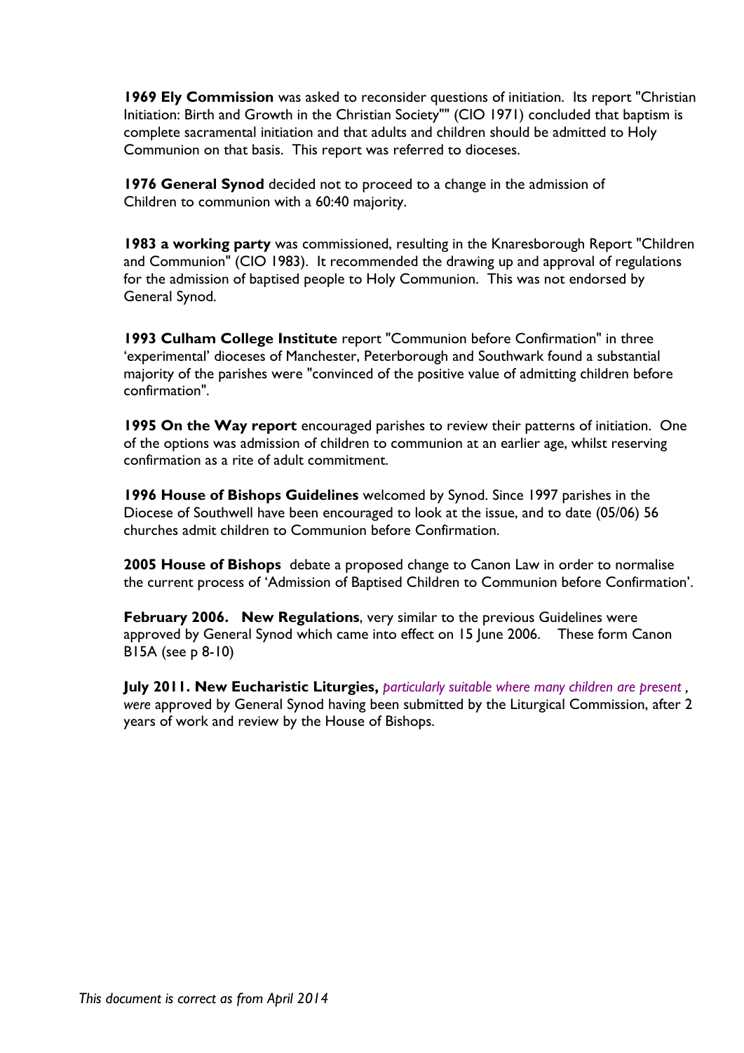**1969 Ely Commission** was asked to reconsider questions of initiation. Its report "Christian Initiation: Birth and Growth in the Christian Society"" (CIO 1971) concluded that baptism is complete sacramental initiation and that adults and children should be admitted to Holy Communion on that basis. This report was referred to dioceses.

**1976 General Synod** decided not to proceed to a change in the admission of Children to communion with a 60:40 majority.

**1983 a working party** was commissioned, resulting in the Knaresborough Report "Children and Communion" (CIO 1983). It recommended the drawing up and approval of regulations for the admission of baptised people to Holy Communion. This was not endorsed by General Synod.

**1993 Culham College Institute** report "Communion before Confirmation" in three 'experimental' dioceses of Manchester, Peterborough and Southwark found a substantial majority of the parishes were "convinced of the positive value of admitting children before confirmation".

**1995 On the Way report** encouraged parishes to review their patterns of initiation. One of the options was admission of children to communion at an earlier age, whilst reserving confirmation as a rite of adult commitment.

**1996 House of Bishops Guidelines** welcomed by Synod. Since 1997 parishes in the Diocese of Southwell have been encouraged to look at the issue, and to date (05/06) 56 churches admit children to Communion before Confirmation.

**2005 House of Bishops** debate a proposed change to Canon Law in order to normalise the current process of 'Admission of Baptised Children to Communion before Confirmation'.

**February 2006. New Regulations**, very similar to the previous Guidelines were approved by General Synod which came into effect on 15 June 2006. These form Canon B15A (see p 8-10)

**July 2011. New Eucharistic Liturgies,** *particularly suitable where many children are present , were* approved by General Synod having been submitted by the Liturgical Commission, after 2 years of work and review by the House of Bishops.

*This document is correct as from April 2014*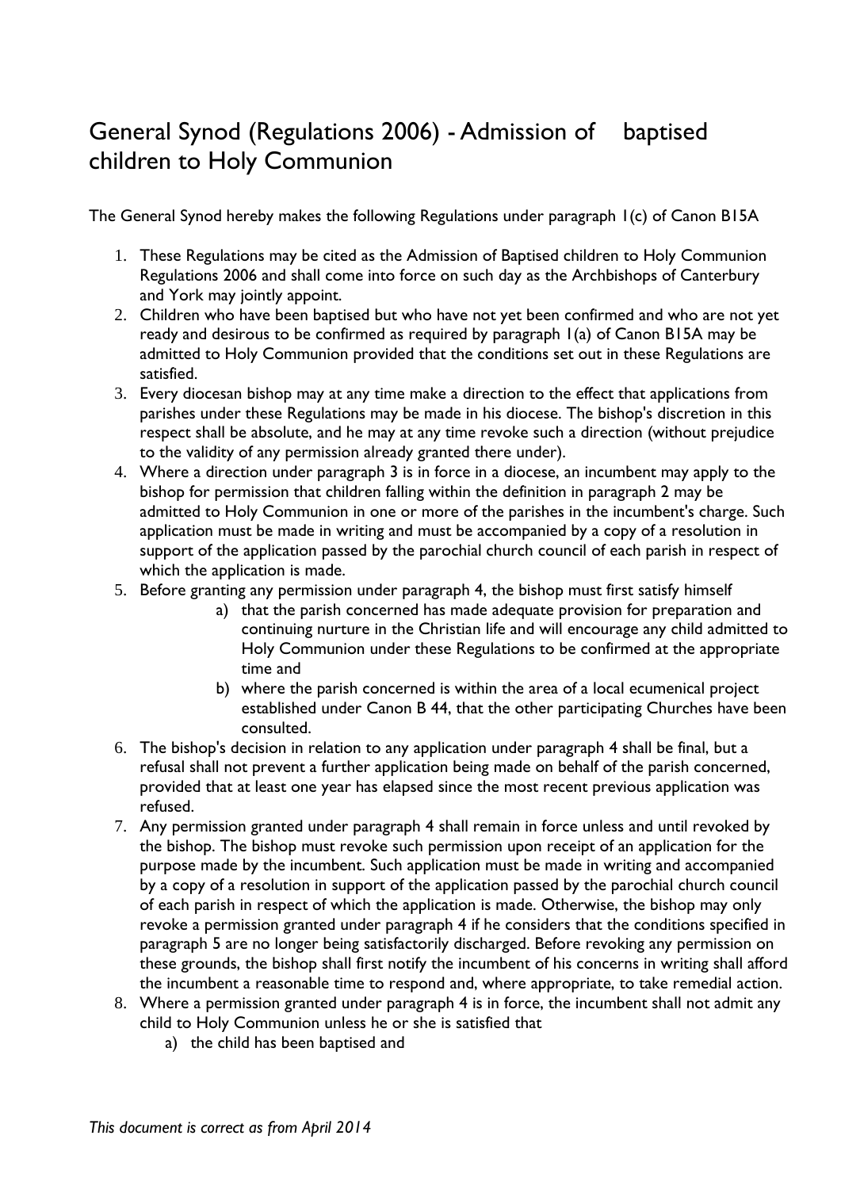# General Synod (Regulations 2006) - Admission of baptised children to Holy Communion

The General Synod hereby makes the following Regulations under paragraph 1(c) of Canon B15A

1. These Regulations may be cited as the Admission of Baptised children to Holy Communion Regulations 2006 and shall come into force on such day as the Archbishops of Canterbury and York may jointly appoint.
2. Children who have been baptised but who have not yet been confirmed and who are not yet ready and desirous to be confirmed as required by paragraph 1(a) of Canon B15A may be admitted to Holy Communion provided that the conditions set out in these Regulations are satisfied.
3. Every diocesan bishop may at any time make a direction to the effect that applications from parishes under these Regulations may be made in his diocese. The bishop's discretion in this respect shall be absolute, and he may at any time revoke such a direction (without prejudice to the validity of any permission already granted there under).
4. Where a direction under paragraph 3 is in force in a diocese, an incumbent may apply to the bishop for permission that children falling within the definition in paragraph 2 may be admitted to Holy Communion in one or more of the parishes in the incumbent's charge. Such application must be made in writing and must be accompanied by a copy of a resolution in support of the application passed by the parochial church council of each parish in respect of which the application is made.
5. Before granting any permission under paragraph 4, the bishop must first satisfy himself
   a) that the parish concerned has made adequate provision for preparation and continuing nurture in the Christian life and will encourage any child admitted to Holy Communion under these Regulations to be confirmed at the appropriate time and
   b) where the parish concerned is within the area of a local ecumenical project established under Canon B 44, that the other participating Churches have been consulted.
6. The bishop's decision in relation to any application under paragraph 4 shall be final, but a refusal shall not prevent a further application being made on behalf of the parish concerned, provided that at least one year has elapsed since the most recent previous application was refused.
7. Any permission granted under paragraph 4 shall remain in force unless and until revoked by the bishop. The bishop must revoke such permission upon receipt of an application for the purpose made by the incumbent. Such application must be made in writing and accompanied by a copy of a resolution in support of the application passed by the parochial church council of each parish in respect of which the application is made. Otherwise, the bishop may only revoke a permission granted under paragraph 4 if he considers that the conditions specified in paragraph 5 are no longer being satisfactorily discharged. Before revoking any permission on these grounds, the bishop shall first notify the incumbent of his concerns in writing shall afford the incumbent a reasonable time to respond and, where appropriate, to take remedial action.
8. Where a permission granted under paragraph 4 is in force, the incumbent shall not admit any child to Holy Communion unless he or she is satisfied that
   a) the child has been baptised and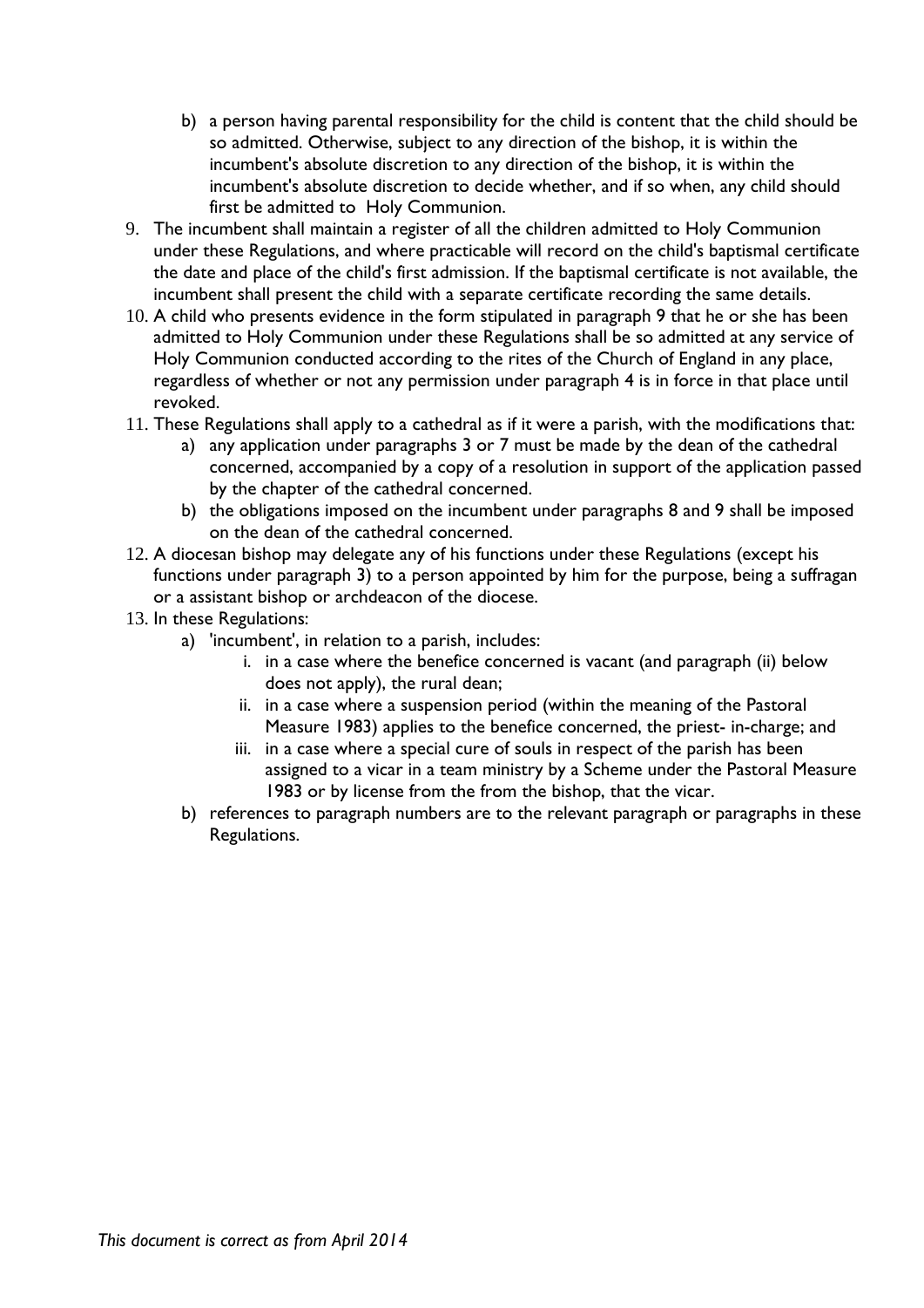- b) a person having parental responsibility for the child is content that the child should be so admitted. Otherwise, subject to any direction of the bishop, it is within the incumbent's absolute discretion to any direction of the bishop, it is within the incumbent's absolute discretion to decide whether, and if so when, any child should first be admitted to Holy Communion.

9. The incumbent shall maintain a register of all the children admitted to Holy Communion under these Regulations, and where practicable will record on the child's baptismal certificate the date and place of the child's first admission. If the baptismal certificate is not available, the incumbent shall present the child with a separate certificate recording the same details.
10. A child who presents evidence in the form stipulated in paragraph 9 that he or she has been admitted to Holy Communion under these Regulations shall be so admitted at any service of Holy Communion conducted according to the rites of the Church of England in any place, regardless of whether or not any permission under paragraph 4 is in force in that place until revoked.
11. These Regulations shall apply to a cathedral as if it were a parish, with the modifications that:
    - a) any application under paragraphs 3 or 7 must be made by the dean of the cathedral concerned, accompanied by a copy of a resolution in support of the application passed by the chapter of the cathedral concerned.
    - b) the obligations imposed on the incumbent under paragraphs 8 and 9 shall be imposed on the dean of the cathedral concerned.
12. A diocesan bishop may delegate any of his functions under these Regulations (except his functions under paragraph 3) to a person appointed by him for the purpose, being a suffragan or a assistant bishop or archdeacon of the diocese.
13. In these Regulations:
    - a) 'incumbent', in relation to a parish, includes:
        - i. in a case where the benefice concerned is vacant (and paragraph (ii) below does not apply), the rural dean;
        - ii. in a case where a suspension period (within the meaning of the Pastoral Measure 1983) applies to the benefice concerned, the priest- in-charge; and
        - iii. in a case where a special cure of souls in respect of the parish has been assigned to a vicar in a team ministry by a Scheme under the Pastoral Measure 1983 or by license from the from the bishop, that the vicar.
    - b) references to paragraph numbers are to the relevant paragraph or paragraphs in these Regulations.

*This document is correct as from April 2014*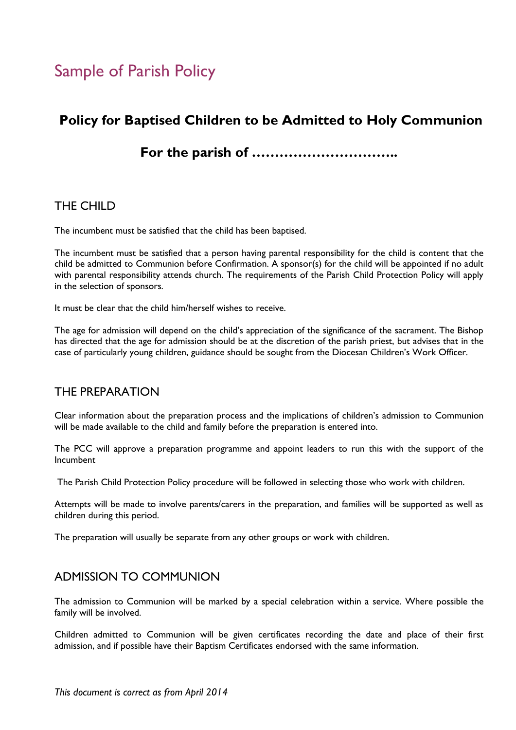# Sample of Parish Policy

## Policy for Baptised Children to be Admitted to Holy Communion

## For the parish of …………………………..

### THE CHILD

The incumbent must be satisfied that the child has been baptised.

The incumbent must be satisfied that a person having parental responsibility for the child is content that the child be admitted to Communion before Confirmation. A sponsor(s) for the child will be appointed if no adult with parental responsibility attends church. The requirements of the Parish Child Protection Policy will apply in the selection of sponsors.

It must be clear that the child him/herself wishes to receive.

The age for admission will depend on the child's appreciation of the significance of the sacrament. The Bishop has directed that the age for admission should be at the discretion of the parish priest, but advises that in the case of particularly young children, guidance should be sought from the Diocesan Children's Work Officer.

### THE PREPARATION

Clear information about the preparation process and the implications of children's admission to Communion will be made available to the child and family before the preparation is entered into.

The PCC will approve a preparation programme and appoint leaders to run this with the support of the Incumbent

The Parish Child Protection Policy procedure will be followed in selecting those who work with children.

Attempts will be made to involve parents/carers in the preparation, and families will be supported as well as children during this period.

The preparation will usually be separate from any other groups or work with children.

### ADMISSION TO COMMUNION

The admission to Communion will be marked by a special celebration within a service. Where possible the family will be involved.

Children admitted to Communion will be given certificates recording the date and place of their first admission, and if possible have their Baptism Certificates endorsed with the same information.

*This document is correct as from April 2014*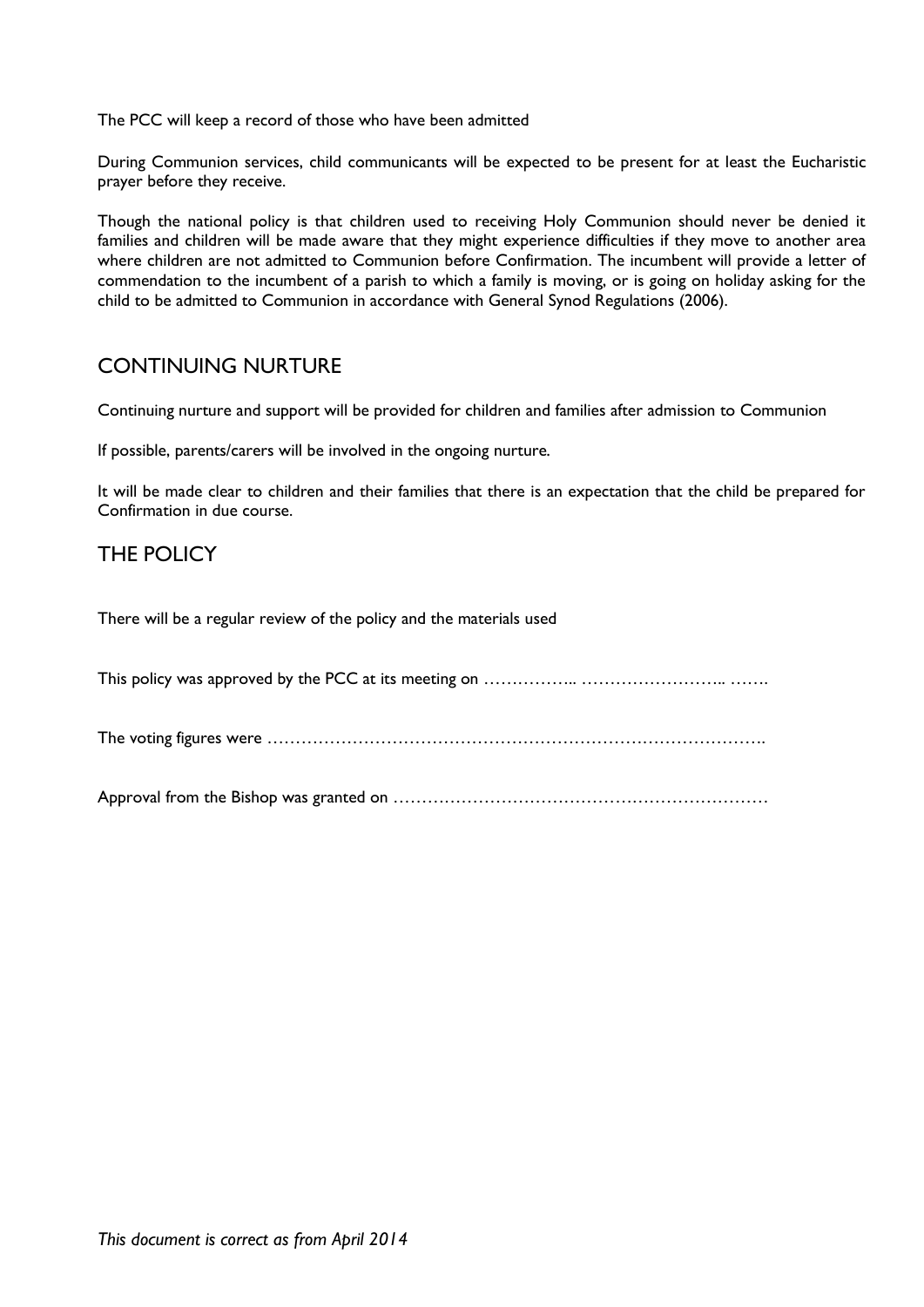The PCC will keep a record of those who have been admitted

During Communion services, child communicants will be expected to be present for at least the Eucharistic prayer before they receive.

Though the national policy is that children used to receiving Holy Communion should never be denied it families and children will be made aware that they might experience difficulties if they move to another area where children are not admitted to Communion before Confirmation. The incumbent will provide a letter of commendation to the incumbent of a parish to which a family is moving, or is going on holiday asking for the child to be admitted to Communion in accordance with General Synod Regulations (2006).

## CONTINUING NURTURE

Continuing nurture and support will be provided for children and families after admission to Communion

If possible, parents/carers will be involved in the ongoing nurture.

It will be made clear to children and their families that there is an expectation that the child be prepared for Confirmation in due course.

## THE POLICY

There will be a regular review of the policy and the materials used

This policy was approved by the PCC at its meeting on …………….. …………………….. …….

The voting figures were …………………………………………………………………………….

Approval from the Bishop was granted on …………………………………………………………

*This document is correct as from April 2014*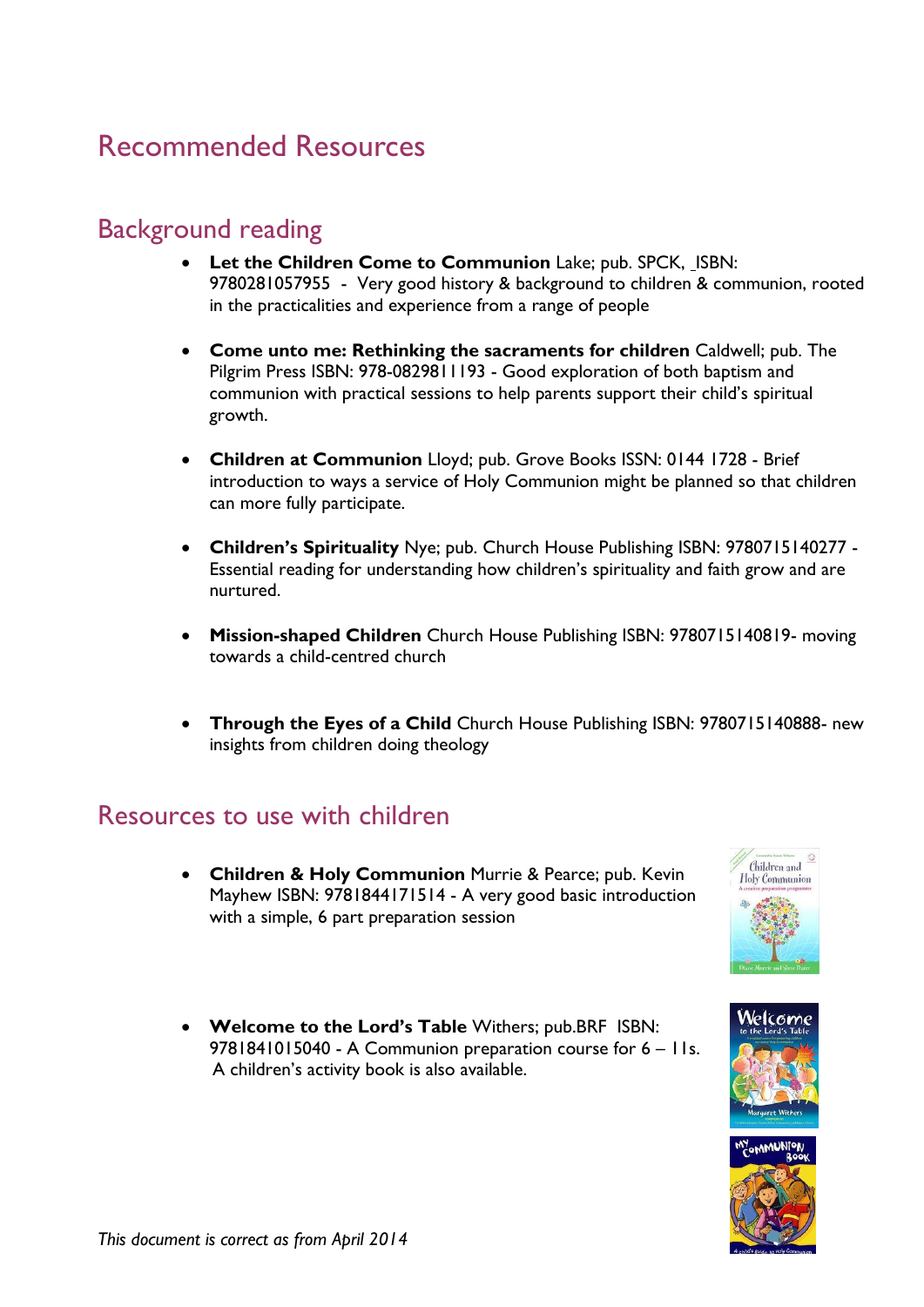# Recommended Resources

## Background reading

- **Let the Children Come to Communion** Lake; pub. SPCK, ISBN: 9780281057955 - Very good history & background to children & communion, rooted in the practicalities and experience from a range of people

- **Come unto me: Rethinking the sacraments for children** Caldwell; pub. The Pilgrim Press ISBN: 978-0829811193 - Good exploration of both baptism and communion with practical sessions to help parents support their child's spiritual growth.

- **Children at Communion** Lloyd; pub. Grove Books ISSN: 0144 1728 - Brief introduction to ways a service of Holy Communion might be planned so that children can more fully participate.

- **Children's Spirituality** Nye; pub. Church House Publishing ISBN: 9780715140277 - Essential reading for understanding how children's spirituality and faith grow and are nurtured.

- **Mission-shaped Children** Church House Publishing ISBN: 9780715140819- moving towards a child-centred church

- **Through the Eyes of a Child** Church House Publishing ISBN: 9780715140888- new insights from children doing theology

## Resources to use with children

- **Children & Holy Communion** Murrie & Pearce; pub. Kevin Mayhew ISBN: 9781844171514 - A very good basic introduction with a simple, 6 part preparation session

- **Welcome to the Lord's Table** Withers; pub.BRF ISBN: 9781841015040 - A Communion preparation course for 6 – 11s. A children's activity book is also available.

*This document is correct as from April 2014*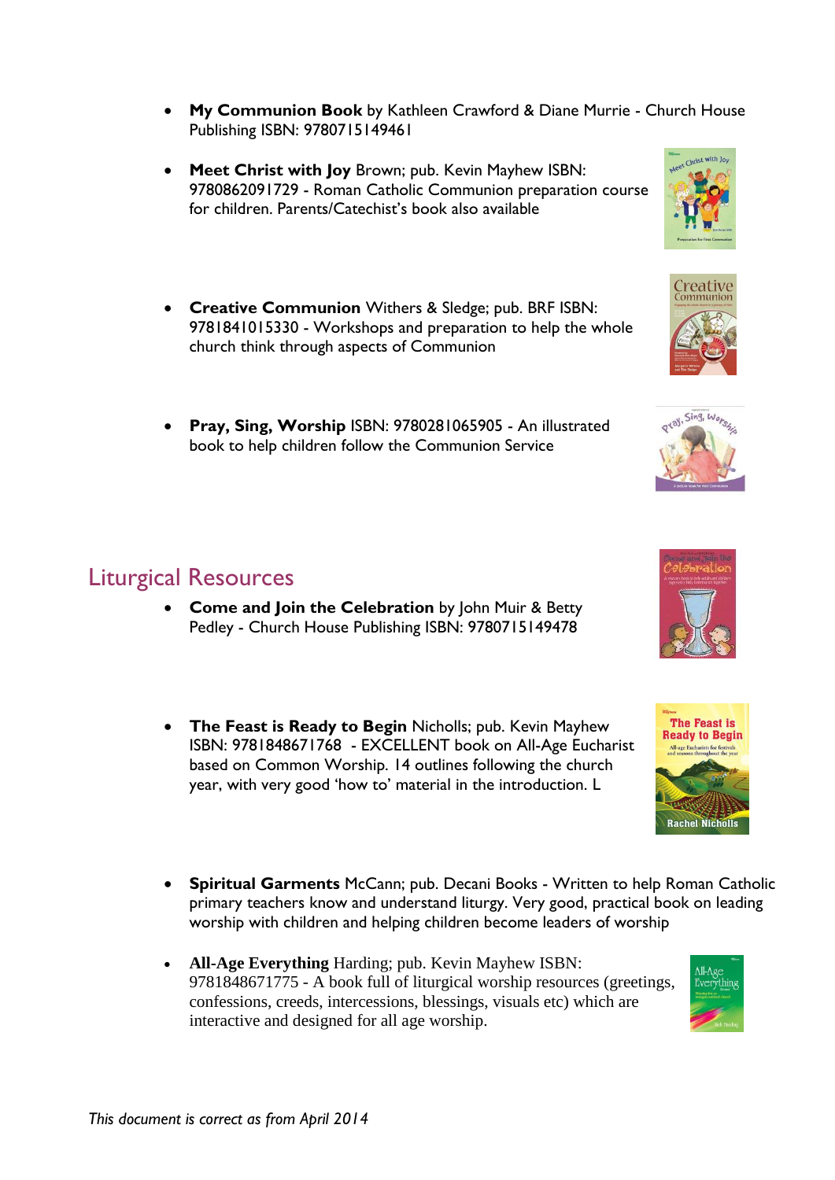- **My Communion Book** by Kathleen Crawford & Diane Murrie - Church House Publishing ISBN: 9780715149461

- **Meet Christ with Joy** Brown; pub. Kevin Mayhew ISBN: 9780862091729 - Roman Catholic Communion preparation course for children. Parents/Catechist's book also available

- **Creative Communion** Withers & Sledge; pub. BRF ISBN: 9781841015330 - Workshops and preparation to help the whole church think through aspects of Communion

- **Pray, Sing, Worship** ISBN: 9780281065905 - An illustrated book to help children follow the Communion Service

## Liturgical Resources

- **Come and Join the Celebration** by John Muir & Betty Pedley - Church House Publishing ISBN: 9780715149478

- **The Feast is Ready to Begin** Nicholls; pub. Kevin Mayhew ISBN: 9781848671768 - EXCELLENT book on All-Age Eucharist based on Common Worship. 14 outlines following the church year, with very good 'how to' material in the introduction. L

- **Spiritual Garments** McCann; pub. Decani Books - Written to help Roman Catholic primary teachers know and understand liturgy. Very good, practical book on leading worship with children and helping children become leaders of worship

- **All-Age Everything** Harding; pub. Kevin Mayhew ISBN: 9781848671775 - A book full of liturgical worship resources (greetings, confessions, creeds, intercessions, blessings, visuals etc) which are interactive and designed for all age worship.

*This document is correct as from April 2014*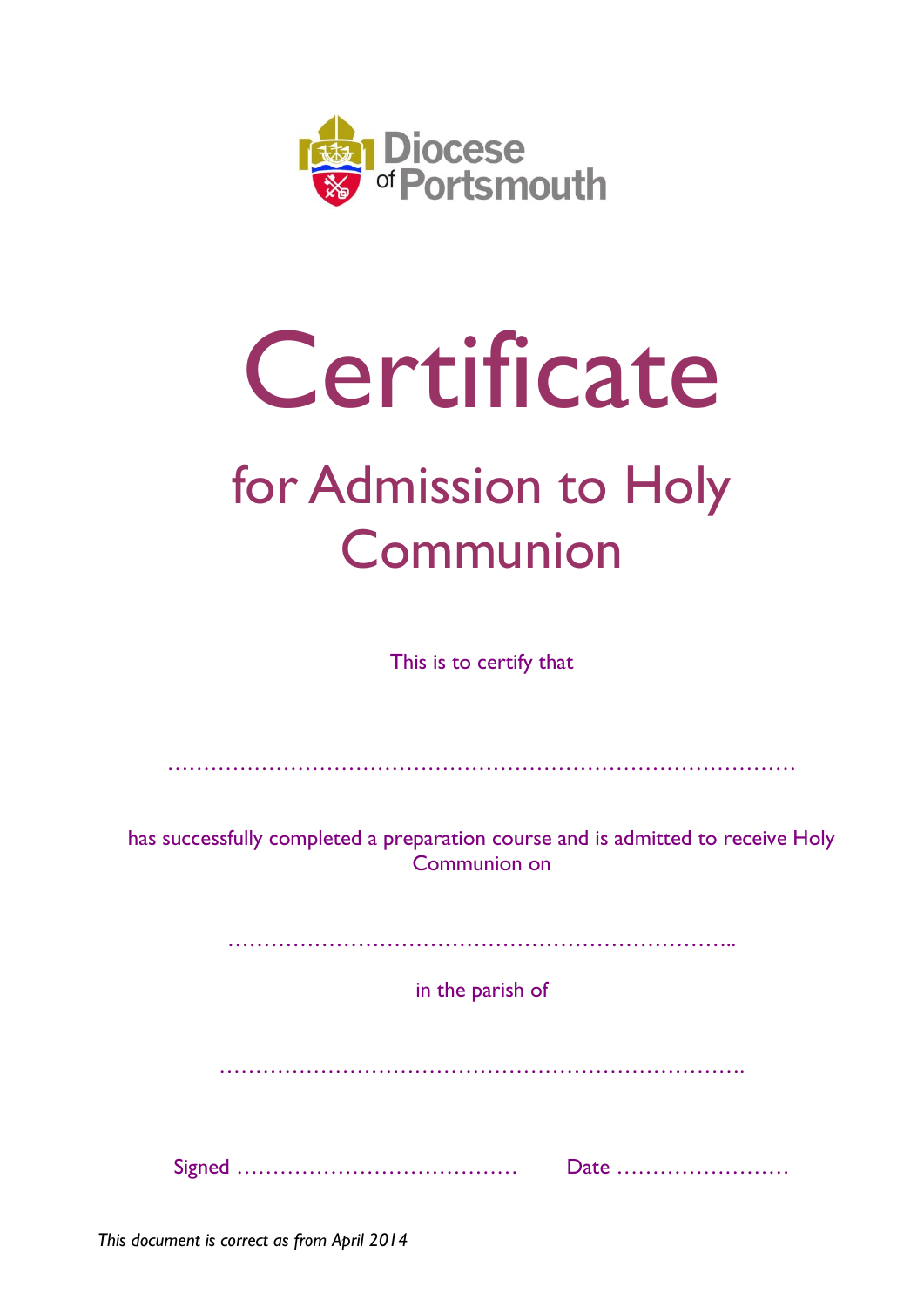Diocese of Portsmouth

# Certificate

## for Admission to Holy Communion

This is to certify that

………………………………………………………………………………

has successfully completed a preparation course and is admitted to receive Holy Communion on

……………………………………………………………..

in the parish of

……………………………………………………………….

Signed ………………………………… Date ……………………

*This document is correct as from April 2014*